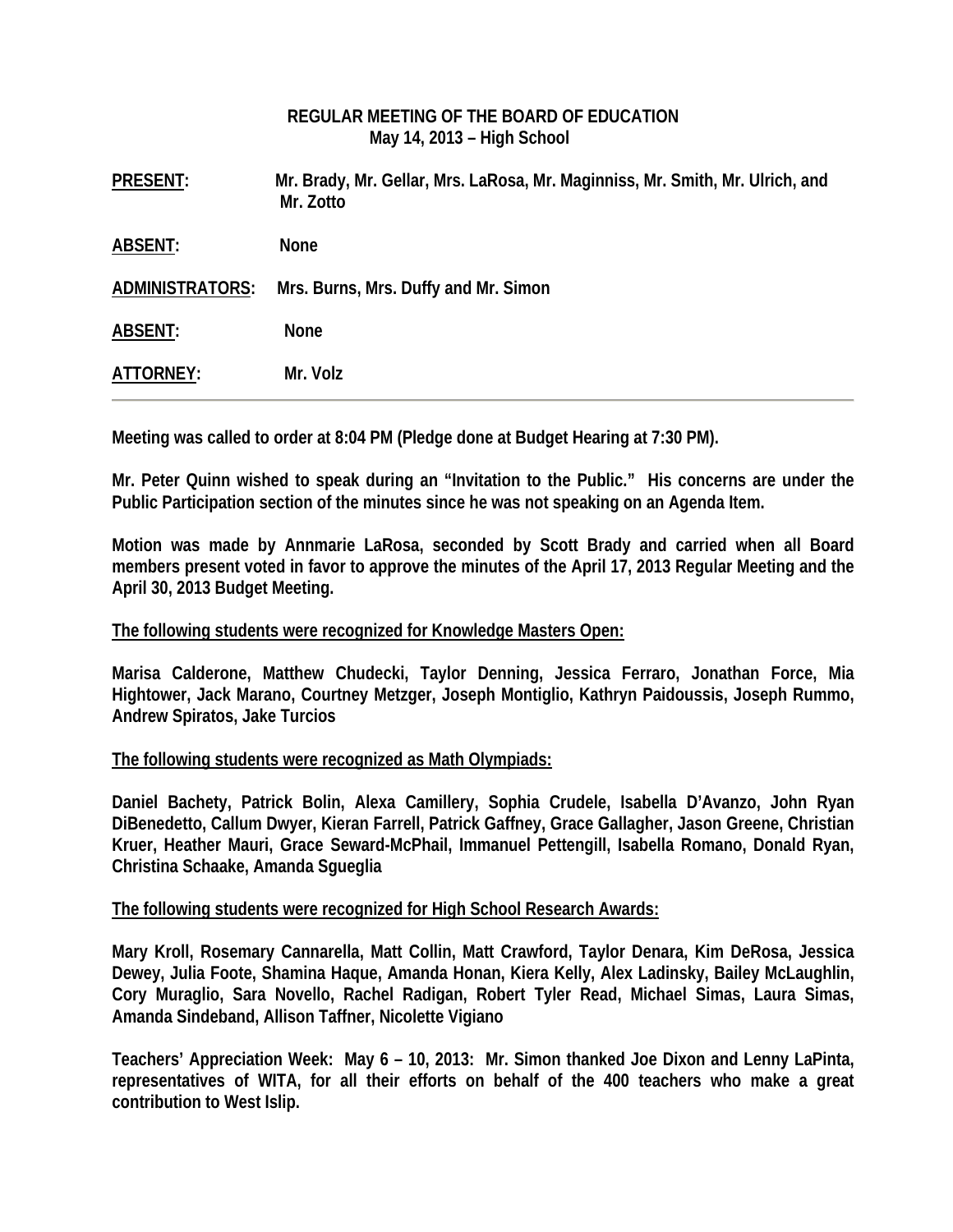**REGULAR MEETING OF THE BOARD OF EDUCATION**
**May 14, 2013 – High School**

**PRESENT:** Mr. Brady, Mr. Gellar, Mrs. LaRosa, Mr. Maginniss, Mr. Smith, Mr. Ulrich, and Mr. Zotto

**ABSENT:** None

**ADMINISTRATORS:** Mrs. Burns, Mrs. Duffy and Mr. Simon

**ABSENT:** None

**ATTORNEY:** Mr. Volz

---

**Meeting was called to order at 8:04 PM (Pledge done at Budget Hearing at 7:30 PM).**

**Mr. Peter Quinn wished to speak during an "Invitation to the Public." His concerns are under the Public Participation section of the minutes since he was not speaking on an Agenda Item.**

**Motion was made by Annmarie LaRosa, seconded by Scott Brady and carried when all Board members present voted in favor to approve the minutes of the April 17, 2013 Regular Meeting and the April 30, 2013 Budget Meeting.**

**The following students were recognized for Knowledge Masters Open:**

**Marisa Calderone, Matthew Chudecki, Taylor Denning, Jessica Ferraro, Jonathan Force, Mia Hightower, Jack Marano, Courtney Metzger, Joseph Montiglio, Kathryn Paidoussis, Joseph Rummo, Andrew Spiratos, Jake Turcios**

**The following students were recognized as Math Olympiads:**

**Daniel Bachety, Patrick Bolin, Alexa Camillery, Sophia Crudele, Isabella D'Avanzo, John Ryan DiBenedetto, Callum Dwyer, Kieran Farrell, Patrick Gaffney, Grace Gallagher, Jason Greene, Christian Kruer, Heather Mauri, Grace Seward-McPhail, Immanuel Pettengill, Isabella Romano, Donald Ryan, Christina Schaake, Amanda Sgueglia**

**The following students were recognized for High School Research Awards:**

**Mary Kroll, Rosemary Cannarella, Matt Collin, Matt Crawford, Taylor Denara, Kim DeRosa, Jessica Dewey, Julia Foote, Shamina Haque, Amanda Honan, Kiera Kelly, Alex Ladinsky, Bailey McLaughlin, Cory Muraglio, Sara Novello, Rachel Radigan, Robert Tyler Read, Michael Simas, Laura Simas, Amanda Sindeband, Allison Taffner, Nicolette Vigiano**

**Teachers' Appreciation Week: May 6 – 10, 2013: Mr. Simon thanked Joe Dixon and Lenny LaPinta, representatives of WITA, for all their efforts on behalf of the 400 teachers who make a great contribution to West Islip.**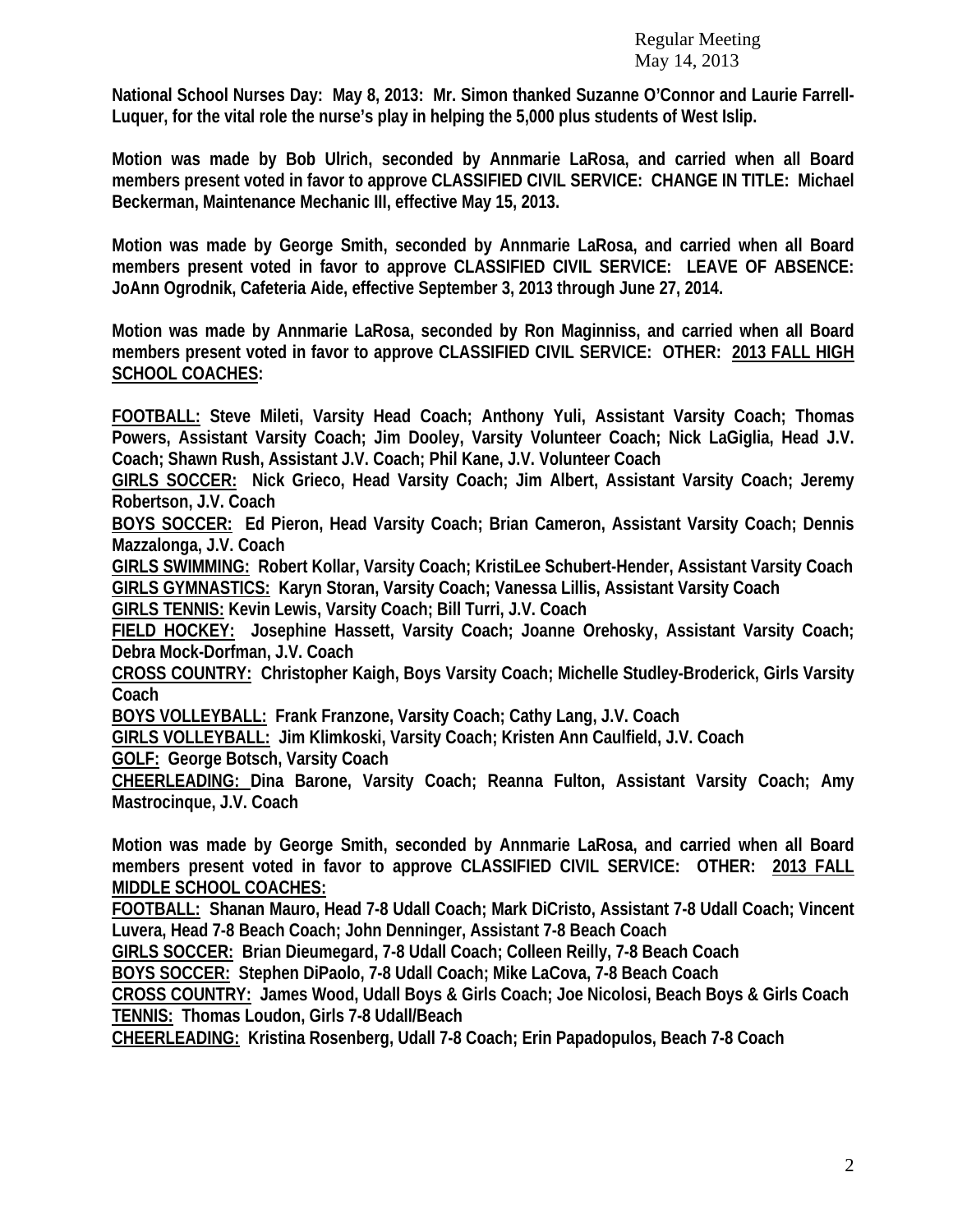**National School Nurses Day: May 8, 2013: Mr. Simon thanked Suzanne O'Connor and Laurie Farrell-Luquer, for the vital role the nurse's play in helping the 5,000 plus students of West Islip.**

**Motion was made by Bob Ulrich, seconded by Annmarie LaRosa, and carried when all Board members present voted in favor to approve CLASSIFIED CIVIL SERVICE: CHANGE IN TITLE: Michael Beckerman, Maintenance Mechanic III, effective May 15, 2013.**

**Motion was made by George Smith, seconded by Annmarie LaRosa, and carried when all Board members present voted in favor to approve CLASSIFIED CIVIL SERVICE: LEAVE OF ABSENCE: JoAnn Ogrodnik, Cafeteria Aide, effective September 3, 2013 through June 27, 2014.**

**Motion was made by Annmarie LaRosa, seconded by Ron Maginniss, and carried when all Board members present voted in favor to approve CLASSIFIED CIVIL SERVICE: OTHER: <u>2013 FALL HIGH SCHOOL COACHES</u>:**

**<u>FOOTBALL:</u> Steve Mileti, Varsity Head Coach; Anthony Yuli, Assistant Varsity Coach; Thomas Powers, Assistant Varsity Coach; Jim Dooley, Varsity Volunteer Coach; Nick LaGiglia, Head J.V. Coach; Shawn Rush, Assistant J.V. Coach; Phil Kane, J.V. Volunteer Coach**
**<u>GIRLS SOCCER:</u> Nick Grieco, Head Varsity Coach; Jim Albert, Assistant Varsity Coach; Jeremy Robertson, J.V. Coach**
**<u>BOYS SOCCER:</u> Ed Pieron, Head Varsity Coach; Brian Cameron, Assistant Varsity Coach; Dennis Mazzalonga, J.V. Coach**
**<u>GIRLS SWIMMING:</u> Robert Kollar, Varsity Coach; KristiLee Schubert-Hender, Assistant Varsity Coach**
**<u>GIRLS GYMNASTICS:</u> Karyn Storan, Varsity Coach; Vanessa Lillis, Assistant Varsity Coach**
**<u>GIRLS TENNIS:</u> Kevin Lewis, Varsity Coach; Bill Turri, J.V. Coach**
**<u>FIELD HOCKEY:</u> Josephine Hassett, Varsity Coach; Joanne Orehosky, Assistant Varsity Coach; Debra Mock-Dorfman, J.V. Coach**
**<u>CROSS COUNTRY:</u> Christopher Kaigh, Boys Varsity Coach; Michelle Studley-Broderick, Girls Varsity Coach**
**<u>BOYS VOLLEYBALL:</u> Frank Franzone, Varsity Coach; Cathy Lang, J.V. Coach**
**<u>GIRLS VOLLEYBALL:</u> Jim Klimkoski, Varsity Coach; Kristen Ann Caulfield, J.V. Coach**
**<u>GOLF:</u> George Botsch, Varsity Coach**
**<u>CHEERLEADING:</u> Dina Barone, Varsity Coach; Reanna Fulton, Assistant Varsity Coach; Amy Mastrocinque, J.V. Coach**

**Motion was made by George Smith, seconded by Annmarie LaRosa, and carried when all Board members present voted in favor to approve CLASSIFIED CIVIL SERVICE: OTHER: <u>2013 FALL MIDDLE SCHOOL COACHES:</u>**
**<u>FOOTBALL:</u> Shanan Mauro, Head 7-8 Udall Coach; Mark DiCristo, Assistant 7-8 Udall Coach; Vincent Luvera, Head 7-8 Beach Coach; John Denninger, Assistant 7-8 Beach Coach**
**<u>GIRLS SOCCER:</u> Brian Dieumegard, 7-8 Udall Coach; Colleen Reilly, 7-8 Beach Coach**
**<u>BOYS SOCCER:</u> Stephen DiPaolo, 7-8 Udall Coach; Mike LaCova, 7-8 Beach Coach**
**<u>CROSS COUNTRY:</u> James Wood, Udall Boys & Girls Coach; Joe Nicolosi, Beach Boys & Girls Coach**
**<u>TENNIS:</u> Thomas Loudon, Girls 7-8 Udall/Beach**
**<u>CHEERLEADING:</u> Kristina Rosenberg, Udall 7-8 Coach; Erin Papadopulos, Beach 7-8 Coach**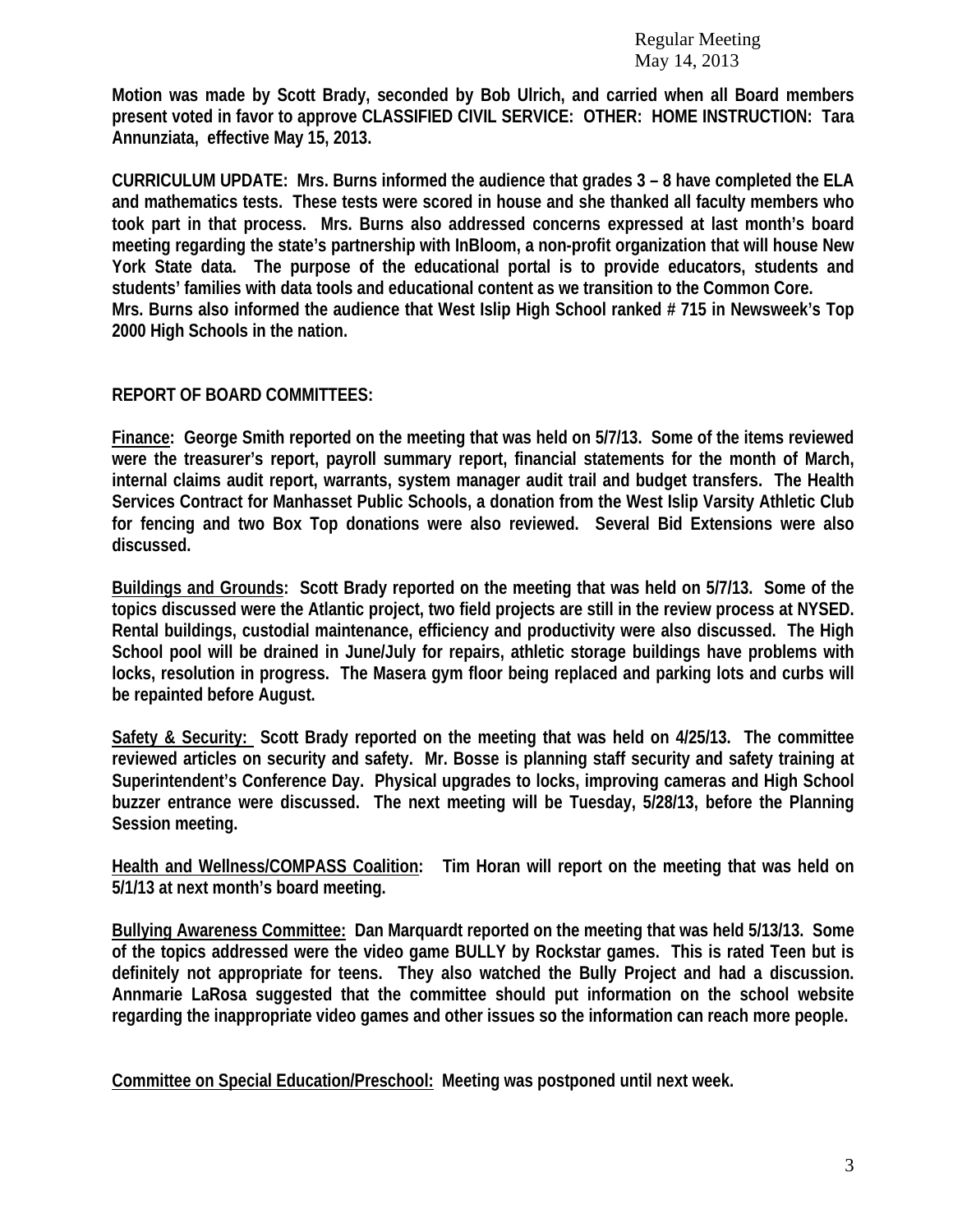**Motion was made by Scott Brady, seconded by Bob Ulrich, and carried when all Board members present voted in favor to approve CLASSIFIED CIVIL SERVICE: OTHER: HOME INSTRUCTION: Tara Annunziata, effective May 15, 2013.**

**CURRICULUM UPDATE: Mrs. Burns informed the audience that grades 3 – 8 have completed the ELA and mathematics tests. These tests were scored in house and she thanked all faculty members who took part in that process. Mrs. Burns also addressed concerns expressed at last month's board meeting regarding the state's partnership with InBloom, a non-profit organization that will house New York State data. The purpose of the educational portal is to provide educators, students and students' families with data tools and educational content as we transition to the Common Core. Mrs. Burns also informed the audience that West Islip High School ranked # 715 in Newsweek's Top 2000 High Schools in the nation.**

**REPORT OF BOARD COMMITTEES:**

**Finance: George Smith reported on the meeting that was held on 5/7/13. Some of the items reviewed were the treasurer's report, payroll summary report, financial statements for the month of March, internal claims audit report, warrants, system manager audit trail and budget transfers. The Health Services Contract for Manhasset Public Schools, a donation from the West Islip Varsity Athletic Club for fencing and two Box Top donations were also reviewed. Several Bid Extensions were also discussed.**

**Buildings and Grounds: Scott Brady reported on the meeting that was held on 5/7/13. Some of the topics discussed were the Atlantic project, two field projects are still in the review process at NYSED. Rental buildings, custodial maintenance, efficiency and productivity were also discussed. The High School pool will be drained in June/July for repairs, athletic storage buildings have problems with locks, resolution in progress. The Masera gym floor being replaced and parking lots and curbs will be repainted before August.**

**Safety & Security: Scott Brady reported on the meeting that was held on 4/25/13. The committee reviewed articles on security and safety. Mr. Bosse is planning staff security and safety training at Superintendent's Conference Day. Physical upgrades to locks, improving cameras and High School buzzer entrance were discussed. The next meeting will be Tuesday, 5/28/13, before the Planning Session meeting.**

**Health and Wellness/COMPASS Coalition: Tim Horan will report on the meeting that was held on 5/1/13 at next month's board meeting.**

**Bullying Awareness Committee: Dan Marquardt reported on the meeting that was held 5/13/13. Some of the topics addressed were the video game BULLY by Rockstar games. This is rated Teen but is definitely not appropriate for teens. They also watched the Bully Project and had a discussion. Annmarie LaRosa suggested that the committee should put information on the school website regarding the inappropriate video games and other issues so the information can reach more people.**

**Committee on Special Education/Preschool: Meeting was postponed until next week.**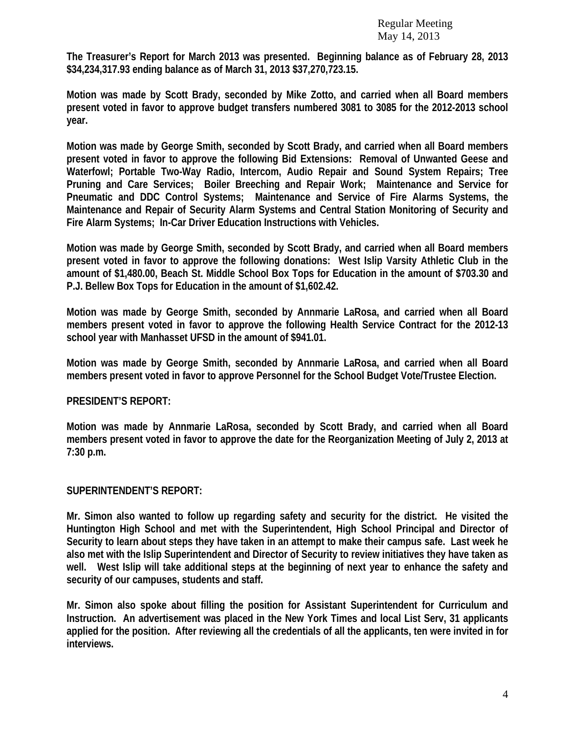**The Treasurer's Report for March 2013 was presented. Beginning balance as of February 28, 2013 $34,234,317.93 ending balance as of March 31, 2013 $37,270,723.15.**

**Motion was made by Scott Brady, seconded by Mike Zotto, and carried when all Board members present voted in favor to approve budget transfers numbered 3081 to 3085 for the 2012-2013 school year.**

**Motion was made by George Smith, seconded by Scott Brady, and carried when all Board members present voted in favor to approve the following Bid Extensions: Removal of Unwanted Geese and Waterfowl; Portable Two-Way Radio, Intercom, Audio Repair and Sound System Repairs; Tree Pruning and Care Services; Boiler Breeching and Repair Work; Maintenance and Service for Pneumatic and DDC Control Systems; Maintenance and Service of Fire Alarms Systems, the Maintenance and Repair of Security Alarm Systems and Central Station Monitoring of Security and Fire Alarm Systems; In-Car Driver Education Instructions with Vehicles.**

**Motion was made by George Smith, seconded by Scott Brady, and carried when all Board members present voted in favor to approve the following donations: West Islip Varsity Athletic Club in the amount of $1,480.00, Beach St. Middle School Box Tops for Education in the amount of $703.30 and P.J. Bellew Box Tops for Education in the amount of $1,602.42.**

**Motion was made by George Smith, seconded by Annmarie LaRosa, and carried when all Board members present voted in favor to approve the following Health Service Contract for the 2012-13 school year with Manhasset UFSD in the amount of $941.01.**

**Motion was made by George Smith, seconded by Annmarie LaRosa, and carried when all Board members present voted in favor to approve Personnel for the School Budget Vote/Trustee Election.**

**PRESIDENT'S REPORT:**

**Motion was made by Annmarie LaRosa, seconded by Scott Brady, and carried when all Board members present voted in favor to approve the date for the Reorganization Meeting of July 2, 2013 at 7:30 p.m.**

**SUPERINTENDENT'S REPORT:**

**Mr. Simon also wanted to follow up regarding safety and security for the district. He visited the Huntington High School and met with the Superintendent, High School Principal and Director of Security to learn about steps they have taken in an attempt to make their campus safe. Last week he also met with the Islip Superintendent and Director of Security to review initiatives they have taken as well. West Islip will take additional steps at the beginning of next year to enhance the safety and security of our campuses, students and staff.**

**Mr. Simon also spoke about filling the position for Assistant Superintendent for Curriculum and Instruction. An advertisement was placed in the New York Times and local List Serv, 31 applicants applied for the position. After reviewing all the credentials of all the applicants, ten were invited in for interviews.**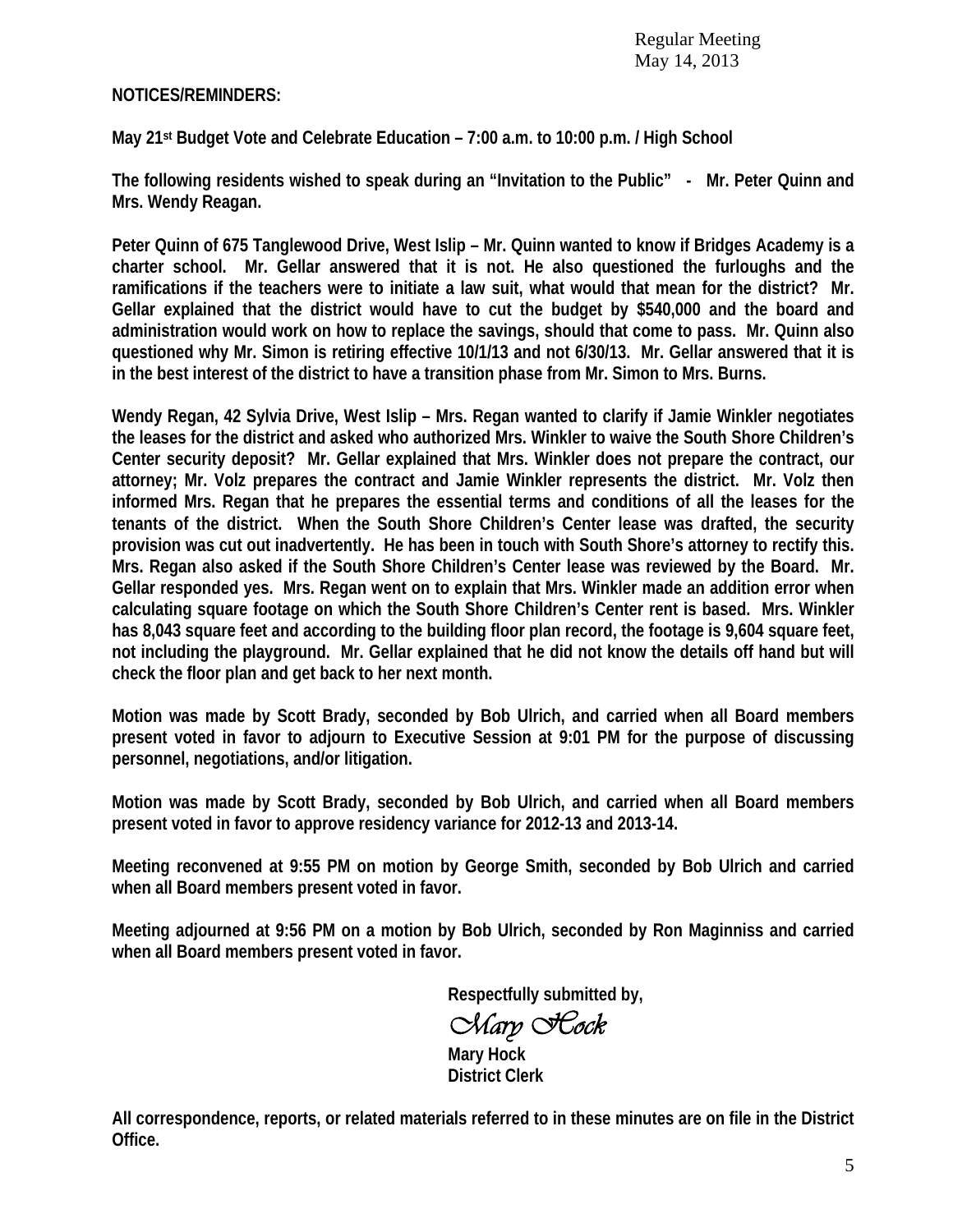**NOTICES/REMINDERS:**

**May 21st Budget Vote and Celebrate Education – 7:00 a.m. to 10:00 p.m. / High School**

**The following residents wished to speak during an "Invitation to the Public" - Mr. Peter Quinn and Mrs. Wendy Reagan.**

**Peter Quinn of 675 Tanglewood Drive, West Islip – Mr. Quinn wanted to know if Bridges Academy is a charter school. Mr. Gellar answered that it is not. He also questioned the furloughs and the ramifications if the teachers were to initiate a law suit, what would that mean for the district? Mr. Gellar explained that the district would have to cut the budget by $540,000 and the board and administration would work on how to replace the savings, should that come to pass. Mr. Quinn also questioned why Mr. Simon is retiring effective 10/1/13 and not 6/30/13. Mr. Gellar answered that it is in the best interest of the district to have a transition phase from Mr. Simon to Mrs. Burns.**

**Wendy Regan, 42 Sylvia Drive, West Islip – Mrs. Regan wanted to clarify if Jamie Winkler negotiates the leases for the district and asked who authorized Mrs. Winkler to waive the South Shore Children's Center security deposit? Mr. Gellar explained that Mrs. Winkler does not prepare the contract, our attorney; Mr. Volz prepares the contract and Jamie Winkler represents the district. Mr. Volz then informed Mrs. Regan that he prepares the essential terms and conditions of all the leases for the tenants of the district. When the South Shore Children's Center lease was drafted, the security provision was cut out inadvertently. He has been in touch with South Shore's attorney to rectify this. Mrs. Regan also asked if the South Shore Children's Center lease was reviewed by the Board. Mr. Gellar responded yes. Mrs. Regan went on to explain that Mrs. Winkler made an addition error when calculating square footage on which the South Shore Children's Center rent is based. Mrs. Winkler has 8,043 square feet and according to the building floor plan record, the footage is 9,604 square feet, not including the playground. Mr. Gellar explained that he did not know the details off hand but will check the floor plan and get back to her next month.**

**Motion was made by Scott Brady, seconded by Bob Ulrich, and carried when all Board members present voted in favor to adjourn to Executive Session at 9:01 PM for the purpose of discussing personnel, negotiations, and/or litigation.**

**Motion was made by Scott Brady, seconded by Bob Ulrich, and carried when all Board members present voted in favor to approve residency variance for 2012-13 and 2013-14.**

**Meeting reconvened at 9:55 PM on motion by George Smith, seconded by Bob Ulrich and carried when all Board members present voted in favor.**

**Meeting adjourned at 9:56 PM on a motion by Bob Ulrich, seconded by Ron Maginniss and carried when all Board members present voted in favor.**

**Respectfully submitted by,**

*Mary Hock*

**Mary Hock**
**District Clerk**

**All correspondence, reports, or related materials referred to in these minutes are on file in the District Office.**